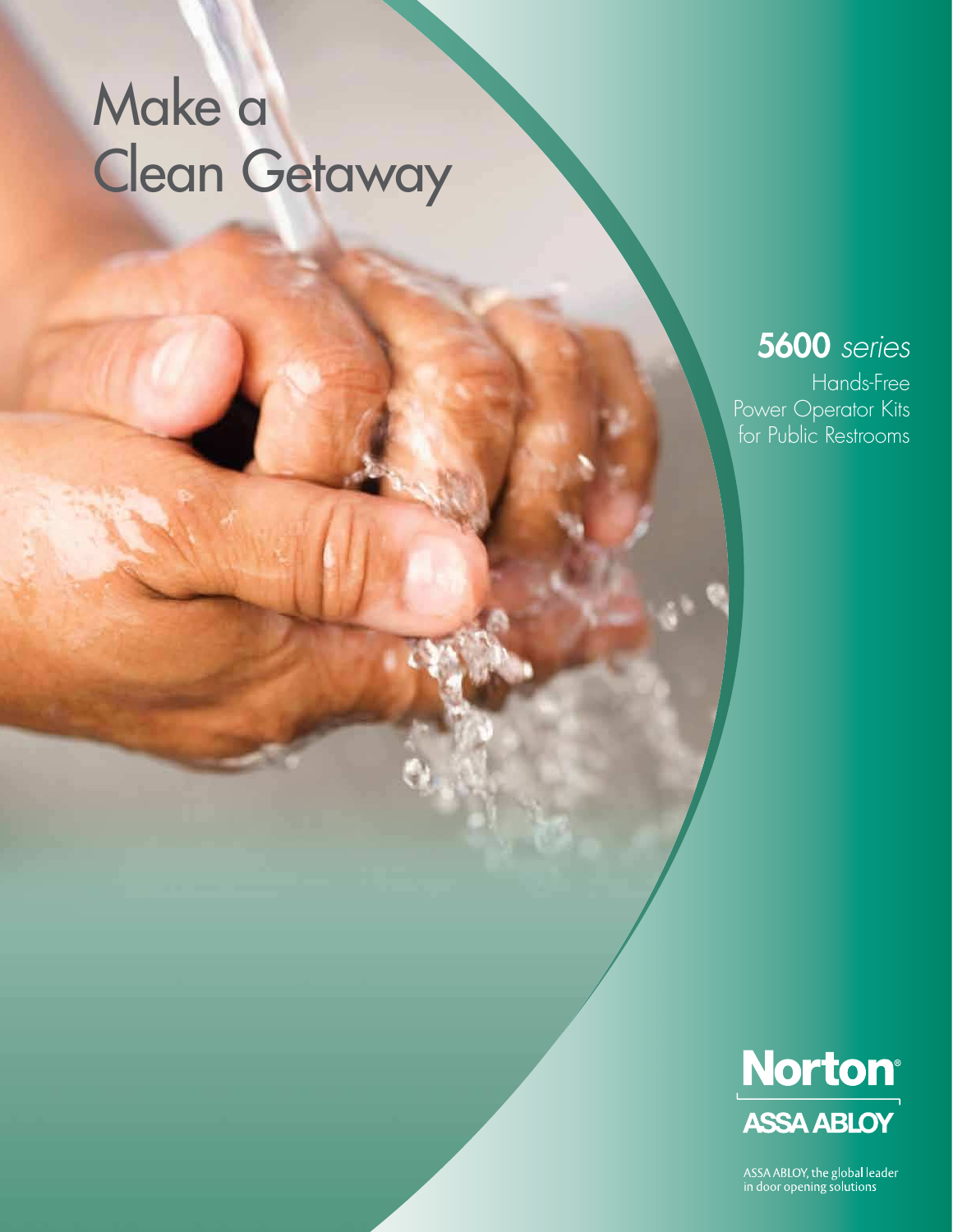# Make a Clean Getaway

## **5600** *series*

Hands-Free Power Operator Kits for Public Restrooms

**Norton®**

**ASSA ABLOY**

ASSA ABLOY, the global leader in door opening solutions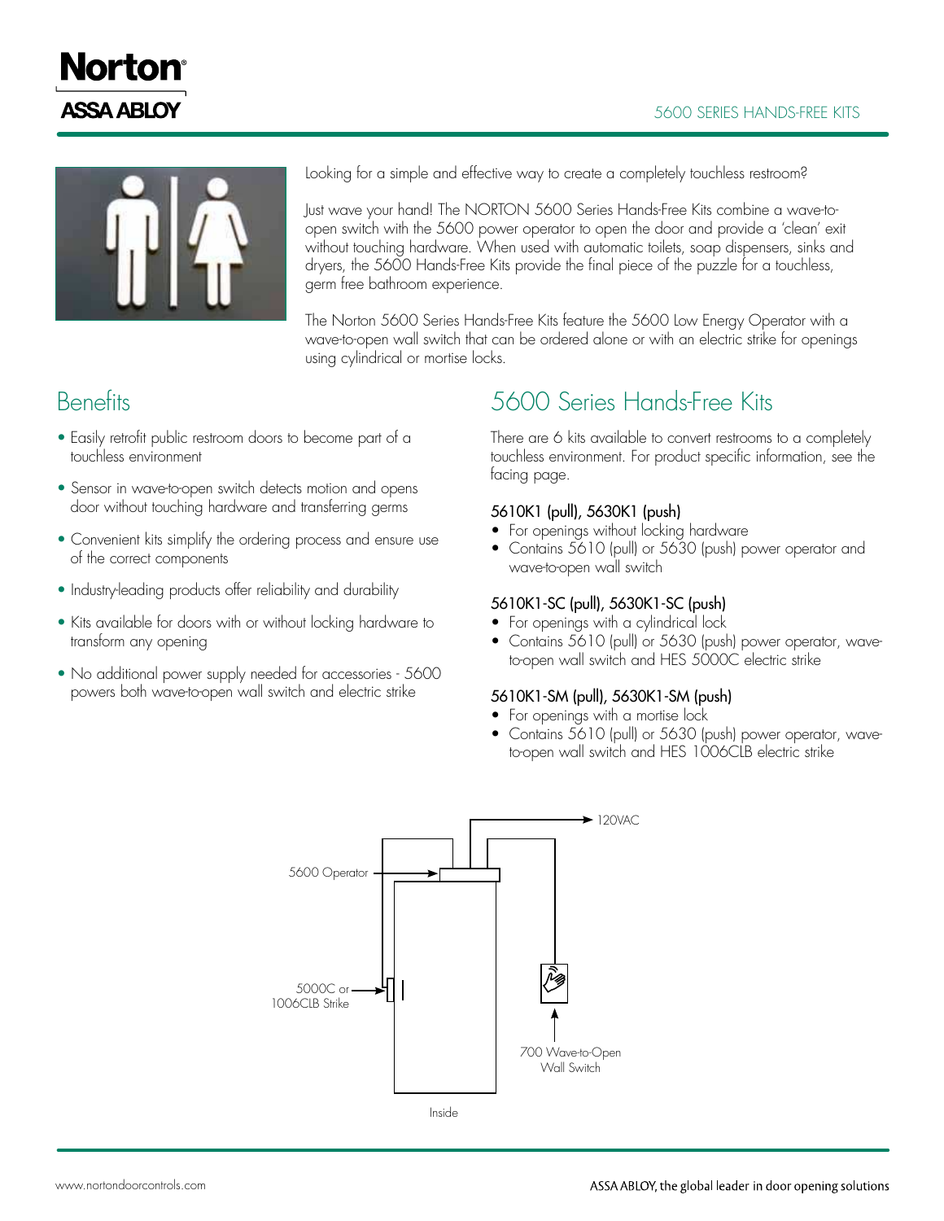Looking for a simple and effective way to create a completely touchless restroom?

Just wave your hand! The NORTON 5600 Series Hands-Free Kits combine a wave-to-open switch with the 5600 power operator to open the door and provide a 'clean' exit without touching hardware. When used with automatic toilets, soap dispensers, sinks and dryers, the 5600 Hands-Free Kits provide the final piece of the puzzle for a touchless, germ free bathroom experience.

The Norton 5600 Series Hands-Free Kits feature the 5600 Low Energy Operator with a wave-to-open wall switch that can be ordered alone or with an electric strike for openings using cylindrical or mortise locks.

## Benefits

- Easily retrofit public restroom doors to become part of a touchless environment
- Sensor in wave-to-open switch detects motion and opens door without touching hardware and transferring germs
- Convenient kits simplify the ordering process and ensure use of the correct components
- Industry-leading products offer reliability and durability
- Kits available for doors with or without locking hardware to transform any opening
- No additional power supply needed for accessories - 5600 powers both wave-to-open wall switch and electric strike

## 5600 Series Hands-Free Kits

There are 6 kits available to convert restrooms to a completely touchless environment. For product specific information, see the facing page.

### 5610K1 (pull), 5630K1 (push)

- For openings without locking hardware
- Contains 5610 (pull) or 5630 (push) power operator and wave-to-open wall switch

### 5610K1-SC (pull), 5630K1-SC (push)

- For openings with a cylindrical lock
- Contains 5610 (pull) or 5630 (push) power operator, wave-to-open wall switch and HES 5000C electric strike

### 5610K1-SM (pull), 5630K1-SM (push)

- For openings with a mortise lock
- Contains 5610 (pull) or 5630 (push) power operator, wave-to-open wall switch and HES 1006CLB electric strike

120VAC

5600 Operator

5000C or 1006CLB Strike

700 Wave-to-Open Wall Switch

Inside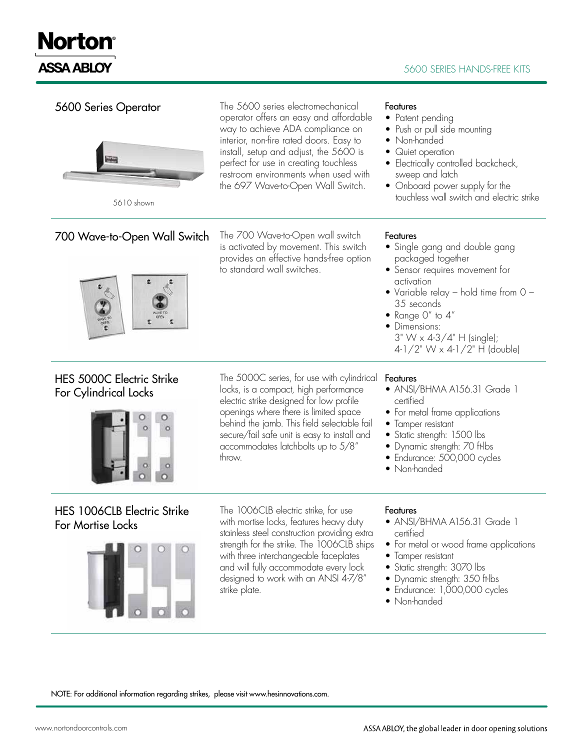## 5600 Series Operator

5610 shown

The 5600 series electromechanical operator offers an easy and affordable way to achieve ADA compliance on interior, non-fire rated doors. Easy to install, setup and adjust, the 5600 is perfect for use in creating touchless restroom environments when used with the 697 Wave-to-Open Wall Switch.

**Features**

- Patent pending
- Push or pull side mounting
- Non-handed
- Quiet operation
- Electrically controlled backcheck, sweep and latch
- Onboard power supply for the touchless wall switch and electric strike

## 700 Wave-to-Open Wall Switch

The 700 Wave-to-Open wall switch is activated by movement. This switch provides an effective hands-free option to standard wall switches.

**Features**

- Single gang and double gang packaged together
- Sensor requires movement for activation
- Variable relay – hold time from 0 – 35 seconds
- Range 0" to 4"
- Dimensions: 3" W x 4-3/4" H (single); 4-1/2" W x 4-1/2" H (double)

## HES 5000C Electric Strike For Cylindrical Locks

The 5000C series, for use with cylindrical locks, is a compact, high performance electric strike designed for low profile openings where there is limited space behind the jamb. This field selectable fail secure/fail safe unit is easy to install and accommodates latchbolts up to 5/8" throw.

**Features**

- ANSI/BHMA A156.31 Grade 1 certified
- For metal frame applications
- Tamper resistant
- Static strength: 1500 lbs
- Dynamic strength: 70 ft-lbs
- Endurance: 500,000 cycles
- Non-handed

## HES 1006CLB Electric Strike For Mortise Locks

The 1006CLB electric strike, for use with mortise locks, features heavy duty stainless steel construction providing extra strength for the strike. The 1006CLB ships with three interchangeable faceplates and will fully accommodate every lock designed to work with an ANSI 4-7/8" strike plate.

**Features**

- ANSI/BHMA A156.31 Grade 1 certified
- For metal or wood frame applications
- Tamper resistant
- Static strength: 3070 lbs
- Dynamic strength: 350 ft-lbs
- Endurance: 1,000,000 cycles
- Non-handed

NOTE: For additional information regarding strikes, please visit www.hesinnovations.com.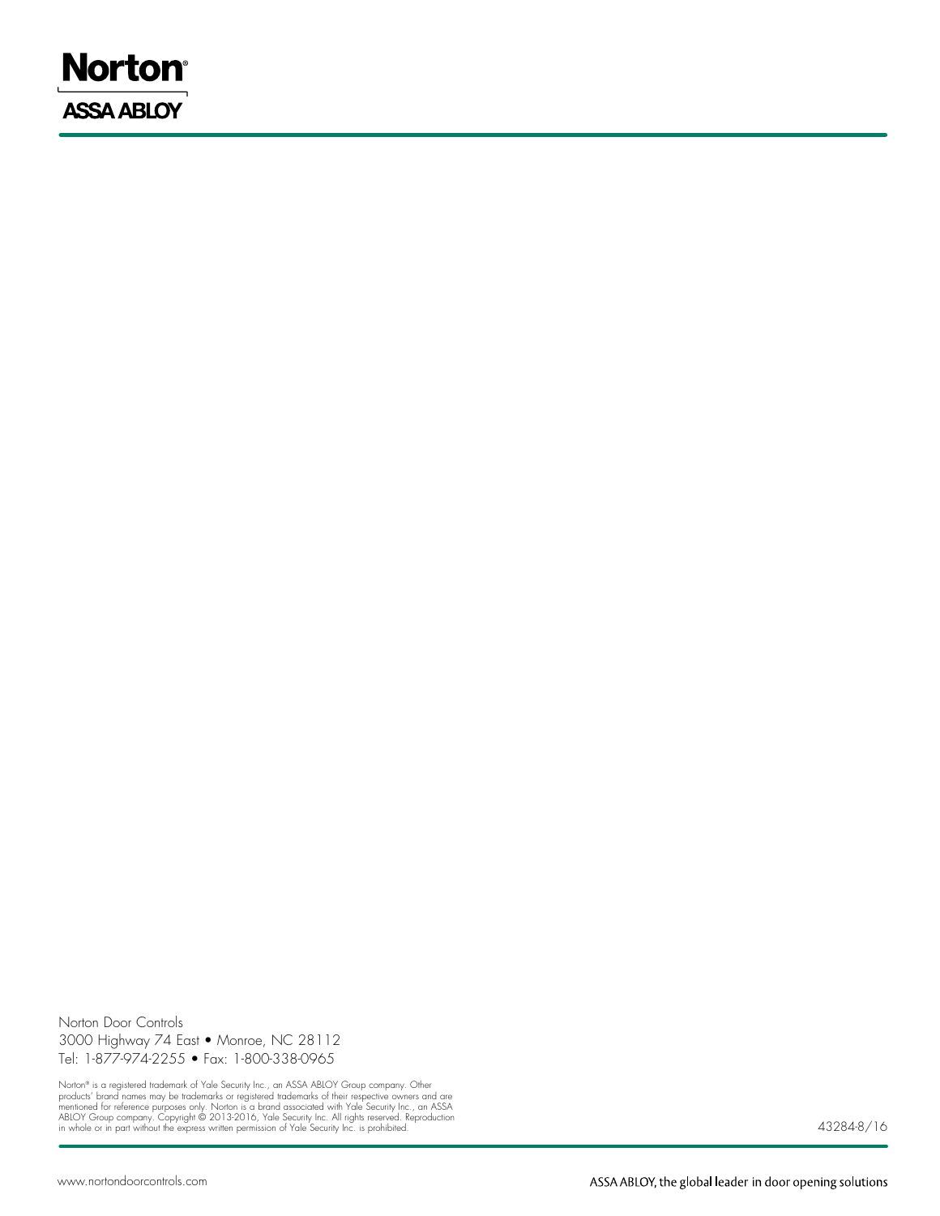**Norton**®

**ASSA ABLOY**

Norton Door Controls
3000 Highway 74 East • Monroe, NC 28112
Tel: 1-877-974-2255 • Fax: 1-800-338-0965

Norton® is a registered trademark of Yale Security Inc., an ASSA ABLOY Group company. Other products' brand names may be trademarks or registered trademarks of their respective owners and are mentioned for reference purposes only. Norton is a brand associated with Yale Security Inc., an ASSA ABLOY Group company. Copyright © 2013-2016, Yale Security Inc. All rights reserved. Reproduction in whole or in part without the express written permission of Yale Security Inc. is prohibited.

43284-8/16

www.nortondoorcontrols.com

ASSA ABLOY, the global leader in door opening solutions